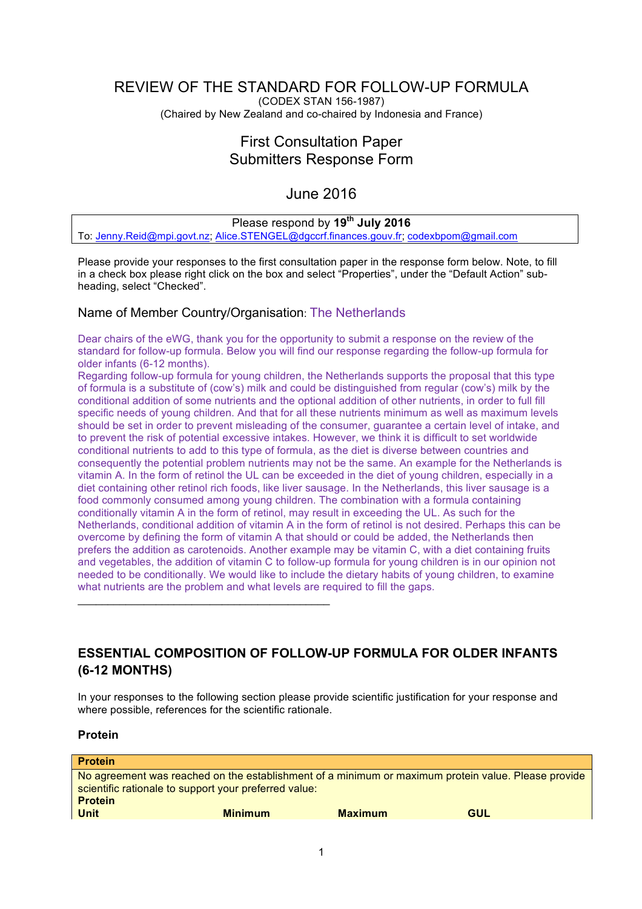# REVIEW OF THE STANDARD FOR FOLLOW-UP FORMULA

(CODEX STAN 156-1987)
(Chaired by New Zealand and co-chaired by Indonesia and France)

## First Consultation Paper
## Submitters Response Form

## June 2016

| Please respond by **19th July 2016** |
|---|
| To: Jenny.Reid@mpi.govt.nz; Alice.STENGEL@dgccrf.finances.gouv.fr; codexbpom@gmail.com |

Please provide your responses to the first consultation paper in the response form below. Note, to fill in a check box please right click on the box and select "Properties", under the "Default Action" sub-heading, select "Checked".

### Name of Member Country/Organisation: The Netherlands

Dear chairs of the eWG, thank you for the opportunity to submit a response on the review of the standard for follow-up formula. Below you will find our response regarding the follow-up formula for older infants (6-12 months).

Regarding follow-up formula for young children, the Netherlands supports the proposal that this type of formula is a substitute of (cow's) milk and could be distinguished from regular (cow's) milk by the conditional addition of some nutrients and the optional addition of other nutrients, in order to full fill specific needs of young children. And that for all these nutrients minimum as well as maximum levels should be set in order to prevent misleading of the consumer, guarantee a certain level of intake, and to prevent the risk of potential excessive intakes. However, we think it is difficult to set worldwide conditional nutrients to add to this type of formula, as the diet is diverse between countries and consequently the potential problem nutrients may not be the same. An example for the Netherlands is vitamin A. In the form of retinol the UL can be exceeded in the diet of young children, especially in a diet containing other retinol rich foods, like liver sausage. In the Netherlands, this liver sausage is a food commonly consumed among young children. The combination with a formula containing conditionally vitamin A in the form of retinol, may result in exceeding the UL. As such for the Netherlands, conditional addition of vitamin A in the form of retinol is not desired. Perhaps this can be overcome by defining the form of vitamin A that should or could be added, the Netherlands then prefers the addition as carotenoids. Another example may be vitamin C, with a diet containing fruits and vegetables, the addition of vitamin C to follow-up formula for young children is in our opinion not needed to be conditionally. We would like to include the dietary habits of young children, to examine what nutrients are the problem and what levels are required to fill the gaps.

---

## ESSENTIAL COMPOSITION OF FOLLOW-UP FORMULA FOR OLDER INFANTS (6-12 MONTHS)

In your responses to the following section please provide scientific justification for your response and where possible, references for the scientific rationale.

### Protein

| **Protein** | | | |
|---|---|---|---|
| No agreement was reached on the establishment of a minimum or maximum protein value. Please provide scientific rationale to support your preferred value: | | | |
| **Protein** | | | |
| **Unit** | **Minimum** | **Maximum** | **GUL** |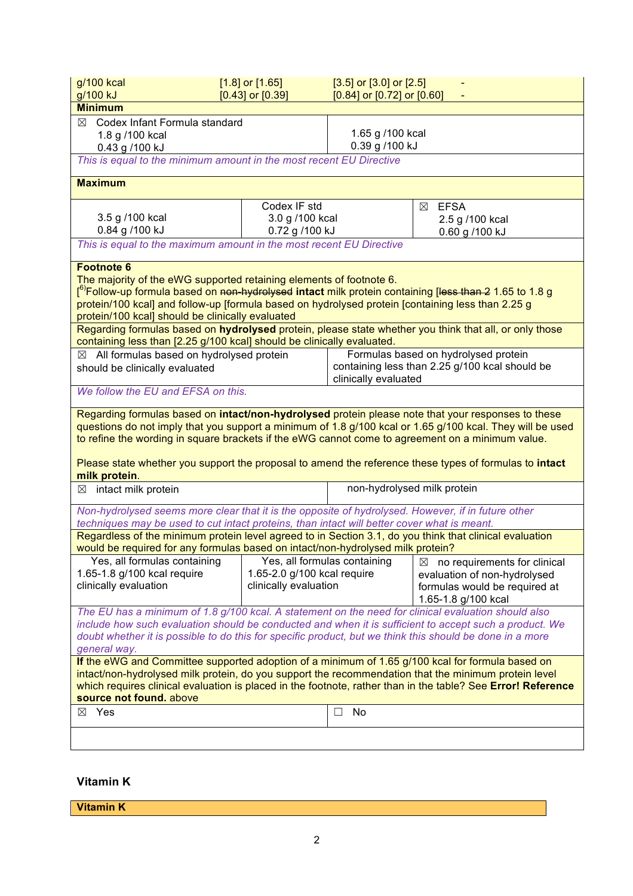| g/100 kcal | [1.8] or [1.65] | [3.5] or [3.0] or [2.5] | - |
|---|---|---|---|
| g/100 kJ | [0.43] or [0.39] | [0.84] or [0.72] or [0.60] | - |

**Minimum**

| ☒ Codex Infant Formula standard<br>1.8 g /100 kcal<br>0.43 g /100 kJ | 1.65 g /100 kcal<br>0.39 g /100 kJ |
|---|---|

*This is equal to the minimum amount in the most recent EU Directive*

**Maximum**

| 3.5 g /100 kcal<br>0.84 g /100 kJ | Codex IF std<br>3.0 g /100 kcal<br>0.72 g /100 kJ | ☒ EFSA<br>2.5 g /100 kcal<br>0.60 g /100 kJ |
|---|---|---|

*This is equal to the maximum amount in the most recent EU Directive*

**Footnote 6**

The majority of the eWG supported retaining elements of footnote 6.

[[6]Follow-up formula based on ~~non-hydrolysed~~ **intact** milk protein containing [~~less than 2~~ 1.65 to 1.8 g protein/100 kcal] and follow-up [formula based on hydrolysed protein [containing less than 2.25 g protein/100 kcal] should be clinically evaluated

Regarding formulas based on **hydrolysed** protein, please state whether you think that all, or only those containing less than [2.25 g/100 kcal] should be clinically evaluated.

| ☒ All formulas based on hydrolysed protein should be clinically evaluated | Formulas based on hydrolysed protein containing less than 2.25 g/100 kcal should be clinically evaluated |
|---|---|

*We follow the EU and EFSA on this.*

Regarding formulas based on **intact/non-hydrolysed** protein please note that your responses to these questions do not imply that you support a minimum of 1.8 g/100 kcal or 1.65 g/100 kcal. They will be used to refine the wording in square brackets if the eWG cannot come to agreement on a minimum value.

Please state whether you support the proposal to amend the reference these types of formulas to **intact milk protein**.

| ☒ intact milk protein | non-hydrolysed milk protein |
|---|---|

*Non-hydrolysed seems more clear that it is the opposite of hydrolysed. However, if in future other techniques may be used to cut intact proteins, than intact will better cover what is meant.*

Regardless of the minimum protein level agreed to in Section 3.1, do you think that clinical evaluation would be required for any formulas based on intact/non-hydrolysed milk protein?

| Yes, all formulas containing 1.65-1.8 g/100 kcal require clinically evaluation | Yes, all formulas containing 1.65-2.0 g/100 kcal require clinically evaluation | ☒ no requirements for clinical evaluation of non-hydrolysed formulas would be required at 1.65-1.8 g/100 kcal |
|---|---|---|

*The EU has a minimum of 1.8 g/100 kcal. A statement on the need for clinical evaluation should also include how such evaluation should be conducted and when it is sufficient to accept such a product. We doubt whether it is possible to do this for specific product, but we think this should be done in a more general way.*

**If** the eWG and Committee supported adoption of a minimum of 1.65 g/100 kcal for formula based on intact/non-hydrolysed milk protein, do you support the recommendation that the minimum protein level which requires clinical evaluation is placed in the footnote, rather than in the table? See **Error! Reference source not found.** above

| ☒ Yes | ☐ No |
|---|---|

### Vitamin K

**Vitamin K**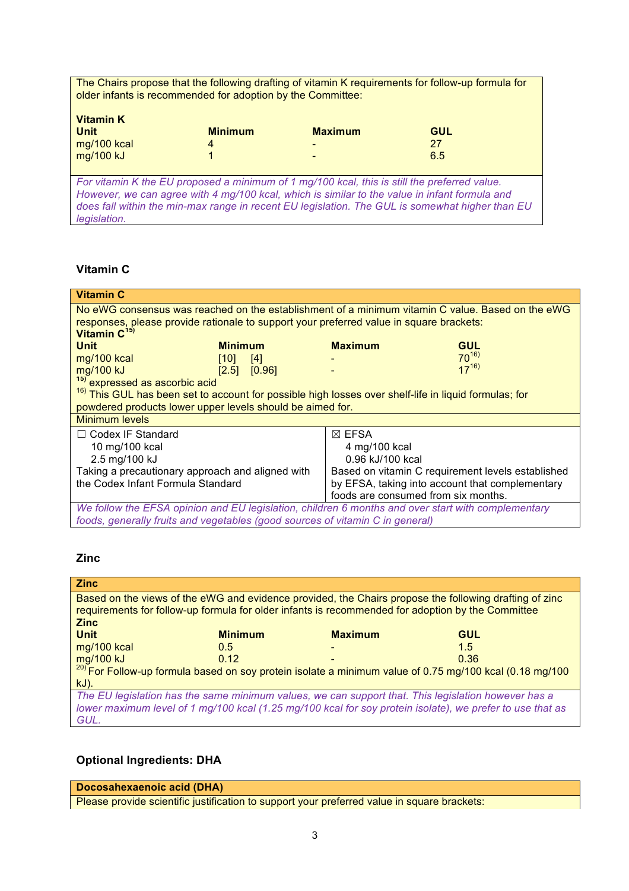The Chairs propose that the following drafting of vitamin K requirements for follow-up formula for older infants is recommended for adoption by the Committee:

**Vitamin K**

| **Unit** | **Minimum** | **Maximum** | **GUL** |
|---|---|---|---|
| mg/100 kcal | 4 | - | 27 |
| mg/100 kJ | 1 | - | 6.5 |

*For vitamin K the EU proposed a minimum of 1 mg/100 kcal, this is still the preferred value. However, we can agree with 4 mg/100 kcal, which is similar to the value in infant formula and does fall within the min-max range in recent EU legislation. The GUL is somewhat higher than EU legislation.*

### Vitamin C

**Vitamin C**

No eWG consensus was reached on the establishment of a minimum vitamin C value. Based on the eWG responses, please provide rationale to support your preferred value in square brackets:

**Vitamin C**[15)]

| **Unit** | **Minimum** | **Maximum** | **GUL** |
|---|---|---|---|
| mg/100 kcal | [10] [4] | - | 70[16)] |
| mg/100 kJ | [2.5] [0.96] | - | 17[16)] |

[15)] expressed as ascorbic acid

[16)] This GUL has been set to account for possible high losses over shelf-life in liquid formulas; for powdered products lower upper levels should be aimed for.

Minimum levels

| ☐ Codex IF Standard | ☒ EFSA |
|---|---|
| 10 mg/100 kcal<br>2.5 mg/100 kJ<br>Taking a precautionary approach and aligned with the Codex Infant Formula Standard | 4 mg/100 kcal<br>0.96 kJ/100 kcal<br>Based on vitamin C requirement levels established by EFSA, taking into account that complementary foods are consumed from six months. |

*We follow the EFSA opinion and EU legislation, children 6 months and over start with complementary foods, generally fruits and vegetables (good sources of vitamin C in general)*

### Zinc

**Zinc**

Based on the views of the eWG and evidence provided, the Chairs propose the following drafting of zinc requirements for follow-up formula for older infants is recommended for adoption by the Committee

**Zinc**

| **Unit** | **Minimum** | **Maximum** | **GUL** |
|---|---|---|---|
| mg/100 kcal | 0.5 | - | 1.5 |
| mg/100 kJ | 0.12 | - | 0.36 |

[20)] For Follow-up formula based on soy protein isolate a minimum value of 0.75 mg/100 kcal (0.18 mg/100 kJ).

*The EU legislation has the same minimum values, we can support that. This legislation however has a lower maximum level of 1 mg/100 kcal (1.25 mg/100 kcal for soy protein isolate), we prefer to use that as GUL.*

### Optional Ingredients: DHA

**Docosahexaenoic acid (DHA)**

Please provide scientific justification to support your preferred value in square brackets: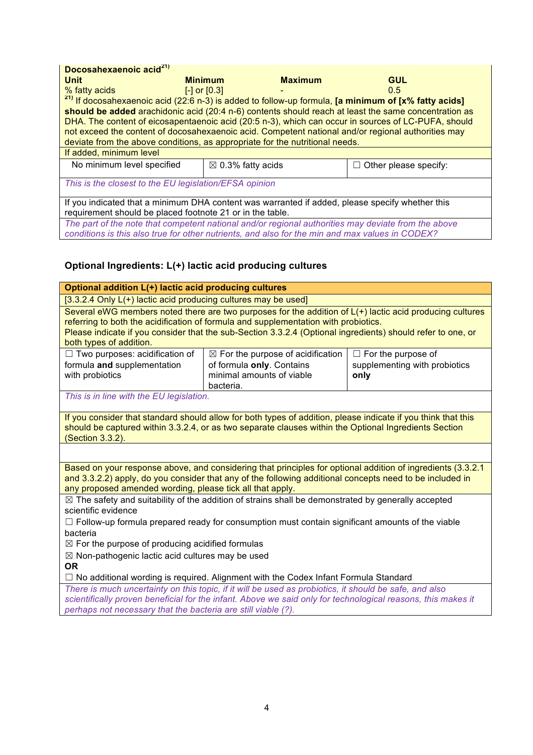| Docosahexaenoic acid[21)] | | | |
|---|---|---|---|
| **Unit** | **Minimum** | **Maximum** | **GUL** |
| % fatty acids | [-] or [0.3] | - | 0.5 |

[21)] If docosahexaenoic acid (22:6 n-3) is added to follow-up formula, **[a minimum of [x% fatty acids] should be added** arachidonic acid (20:4 n-6) contents should reach at least the same concentration as DHA. The content of eicosapentaenoic acid (20:5 n-3), which can occur in sources of LC-PUFA, should not exceed the content of docosahexaenoic acid. Competent national and/or regional authorities may deviate from the above conditions, as appropriate for the nutritional needs.

| If added, minimum level | | |
|---|---|---|
| No minimum level specified | ☒ 0.3% fatty acids | ☐ Other please specify: |

*This is the closest to the EU legislation/EFSA opinion*

If you indicated that a minimum DHA content was warranted if added, please specify whether this requirement should be placed footnote 21 or in the table.

*The part of the note that competent national and/or regional authorities may deviate from the above conditions is this also true for other nutrients, and also for the min and max values in CODEX?*

## Optional Ingredients: L(+) lactic acid producing cultures

| Optional addition L(+) lactic acid producing cultures | | |
|---|---|---|
| [3.3.2.4 Only L(+) lactic acid producing cultures may be used] | | |
| ☐ Two purposes: acidification of formula **and** supplementation with probiotics | ☒ For the purpose of acidification of formula **only**. Contains minimal amounts of viable bacteria. | ☐ For the purpose of supplementing with probiotics **only** |

Several eWG members noted there are two purposes for the addition of L(+) lactic acid producing cultures referring to both the acidification of formula and supplementation with probiotics.
Please indicate if you consider that the sub-Section 3.3.2.4 (Optional ingredients) should refer to one, or both types of addition.

*This is in line with the EU legislation.*

If you consider that standard should allow for both types of addition, please indicate if you think that this should be captured within 3.3.2.4, or as two separate clauses within the Optional Ingredients Section (Section 3.3.2).

Based on your response above, and considering that principles for optional addition of ingredients (3.3.2.1 and 3.3.2.2) apply, do you consider that any of the following additional concepts need to be included in any proposed amended wording, please tick all that apply.

☒ The safety and suitability of the addition of strains shall be demonstrated by generally accepted scientific evidence

☐ Follow-up formula prepared ready for consumption must contain significant amounts of the viable bacteria

☒ For the purpose of producing acidified formulas

☒ Non-pathogenic lactic acid cultures may be used

**OR**

☐ No additional wording is required. Alignment with the Codex Infant Formula Standard

*There is much uncertainty on this topic, if it will be used as probiotics, it should be safe, and also scientifically proven beneficial for the infant. Above we said only for technological reasons, this makes it perhaps not necessary that the bacteria are still viable (?).*